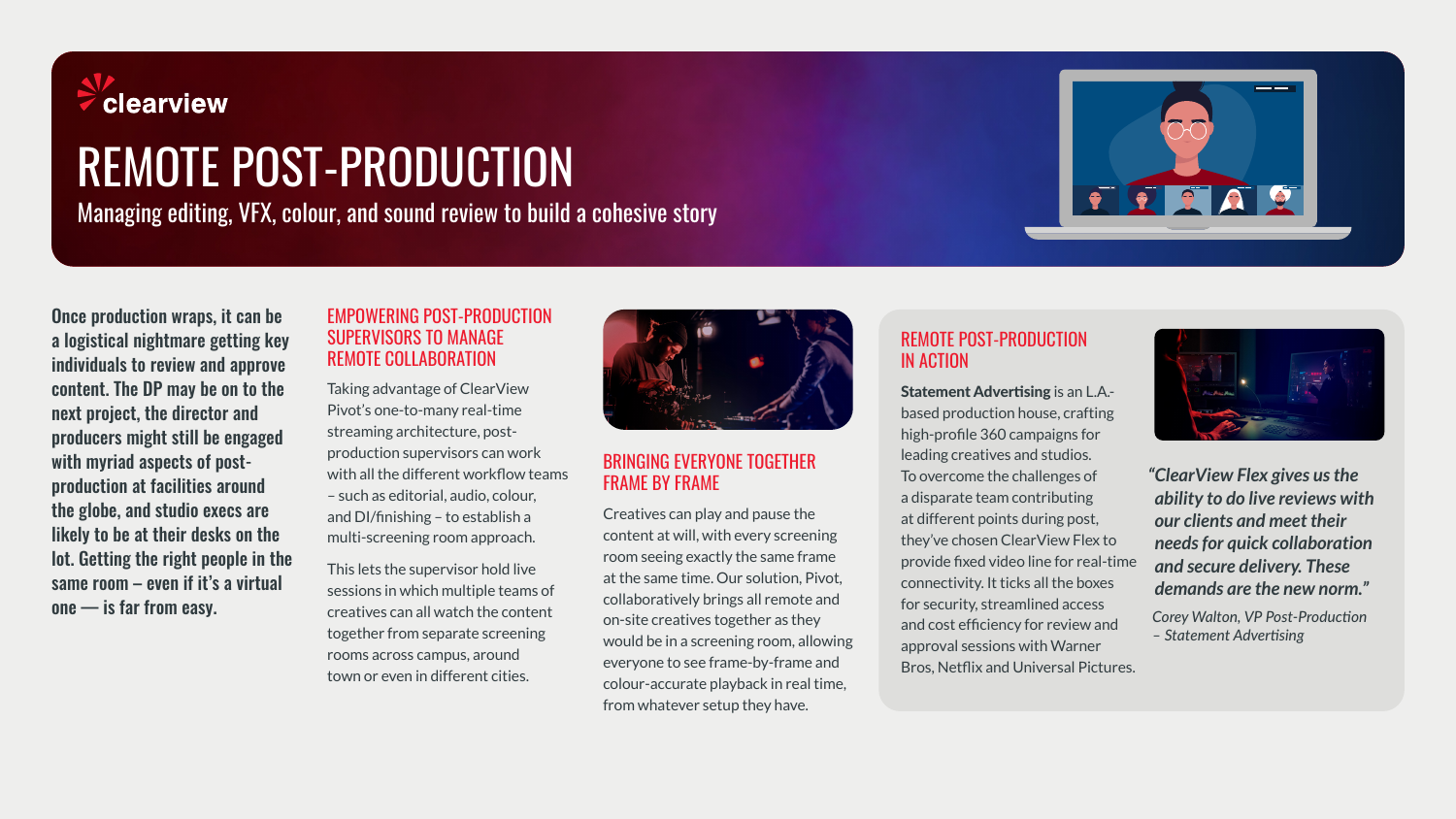clearview

# REMOTE POST-PRODUCTION

Managing editing, VFX, colour, and sound review to build a cohesive story

**Once production wraps, it can be a logistical nightmare getting key individuals to review and approve content. The DP may be on to the next project, the director and producers might still be engaged with myriad aspects of post-production at facilities around the globe, and studio execs are likely to be at their desks on the lot. Getting the right people in the same room – even if it's a virtual one — is far from easy.**

## EMPOWERING POST-PRODUCTION SUPERVISORS TO MANAGE REMOTE COLLABORATION

Taking advantage of ClearView Pivot's one-to-many real-time streaming architecture, post-production supervisors can work with all the different workflow teams – such as editorial, audio, colour, and DI/finishing – to establish a multi-screening room approach.

This lets the supervisor hold live sessions in which multiple teams of creatives can all watch the content together from separate screening rooms across campus, around town or even in different cities.

## BRINGING EVERYONE TOGETHER FRAME BY FRAME

Creatives can play and pause the content at will, with every screening room seeing exactly the same frame at the same time. Our solution, Pivot, collaboratively brings all remote and on-site creatives together as they would be in a screening room, allowing everyone to see frame-by-frame and colour-accurate playback in real time, from whatever setup they have.

## REMOTE POST-PRODUCTION IN ACTION

**Statement Advertising** is an L.A.-based production house, crafting high-profile 360 campaigns for leading creatives and studios. To overcome the challenges of a disparate team contributing at different points during post, they've chosen ClearView Flex to provide fixed video line for real-time connectivity. It ticks all the boxes for security, streamlined access and cost efficiency for review and approval sessions with Warner Bros, Netflix and Universal Pictures.

*"ClearView Flex gives us the ability to do live reviews with our clients and meet their needs for quick collaboration and secure delivery. These demands are the new norm."*

*Corey Walton, VP Post-Production – Statement Advertising*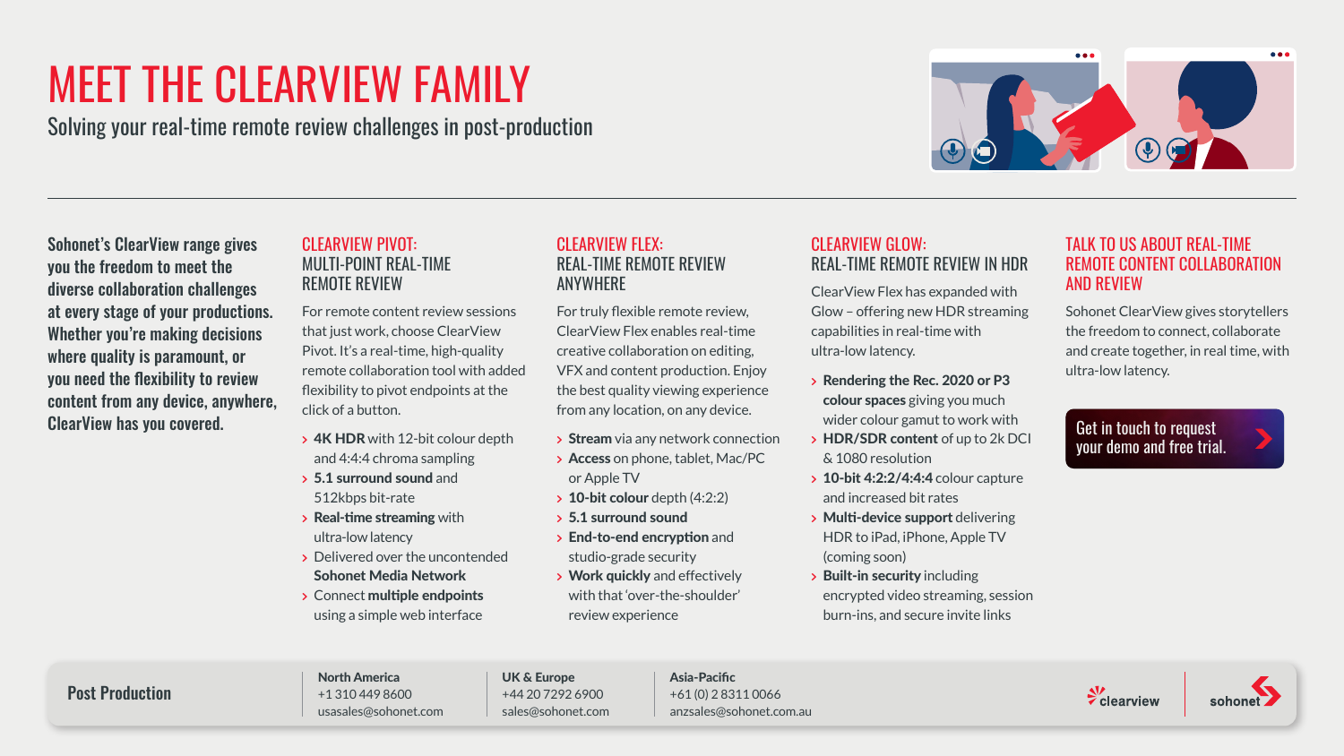# MEET THE CLEARVIEW FAMILY

Solving your real-time remote review challenges in post-production

**Sohonet's ClearView range gives you the freedom to meet the diverse collaboration challenges at every stage of your productions. Whether you're making decisions where quality is paramount, or you need the flexibility to review content from any device, anywhere, ClearView has you covered.**

## CLEARVIEW PIVOT: MULTI-POINT REAL-TIME REMOTE REVIEW

For remote content review sessions that just work, choose ClearView Pivot. It's a real-time, high-quality remote collaboration tool with added flexibility to pivot endpoints at the click of a button.

- **4K HDR** with 12-bit colour depth and 4:4:4 chroma sampling
- **5.1 surround sound** and 512kbps bit-rate
- **Real-time streaming** with ultra-low latency
- Delivered over the uncontended **Sohonet Media Network**
- Connect **multiple endpoints** using a simple web interface

## CLEARVIEW FLEX: REAL-TIME REMOTE REVIEW ANYWHERE

For truly flexible remote review, ClearView Flex enables real-time creative collaboration on editing, VFX and content production. Enjoy the best quality viewing experience from any location, on any device.

- **Stream** via any network connection
- **Access** on phone, tablet, Mac/PC or Apple TV
- **10-bit colour** depth (4:2:2)
- **5.1 surround sound**
- **End-to-end encryption** and studio-grade security
- **Work quickly** and effectively with that 'over-the-shoulder' review experience

## CLEARVIEW GLOW: REAL-TIME REMOTE REVIEW IN HDR

ClearView Flex has expanded with Glow – offering new HDR streaming capabilities in real-time with ultra-low latency.

- **Rendering the Rec. 2020 or P3 colour spaces** giving you much wider colour gamut to work with
- **HDR/SDR content** of up to 2k DCI & 1080 resolution
- **10-bit 4:2:2/4:4:4** colour capture and increased bit rates
- **Multi-device support** delivering HDR to iPad, iPhone, Apple TV (coming soon)
- **Built-in security** including encrypted video streaming, session burn-ins, and secure invite links

## TALK TO US ABOUT REAL-TIME REMOTE CONTENT COLLABORATION AND REVIEW

Sohonet ClearView gives storytellers the freedom to connect, collaborate and create together, in real time, with ultra-low latency.

Get in touch to request your demo and free trial.

**Post Production**

**North America**
+1 310 449 8600
usasales@sohonet.com

**UK & Europe**
+44 20 7292 6900
sales@sohonet.com

**Asia-Pacific**
+61 (0) 2 8311 0066
anzsales@sohonet.com.au

clearview | sohonet